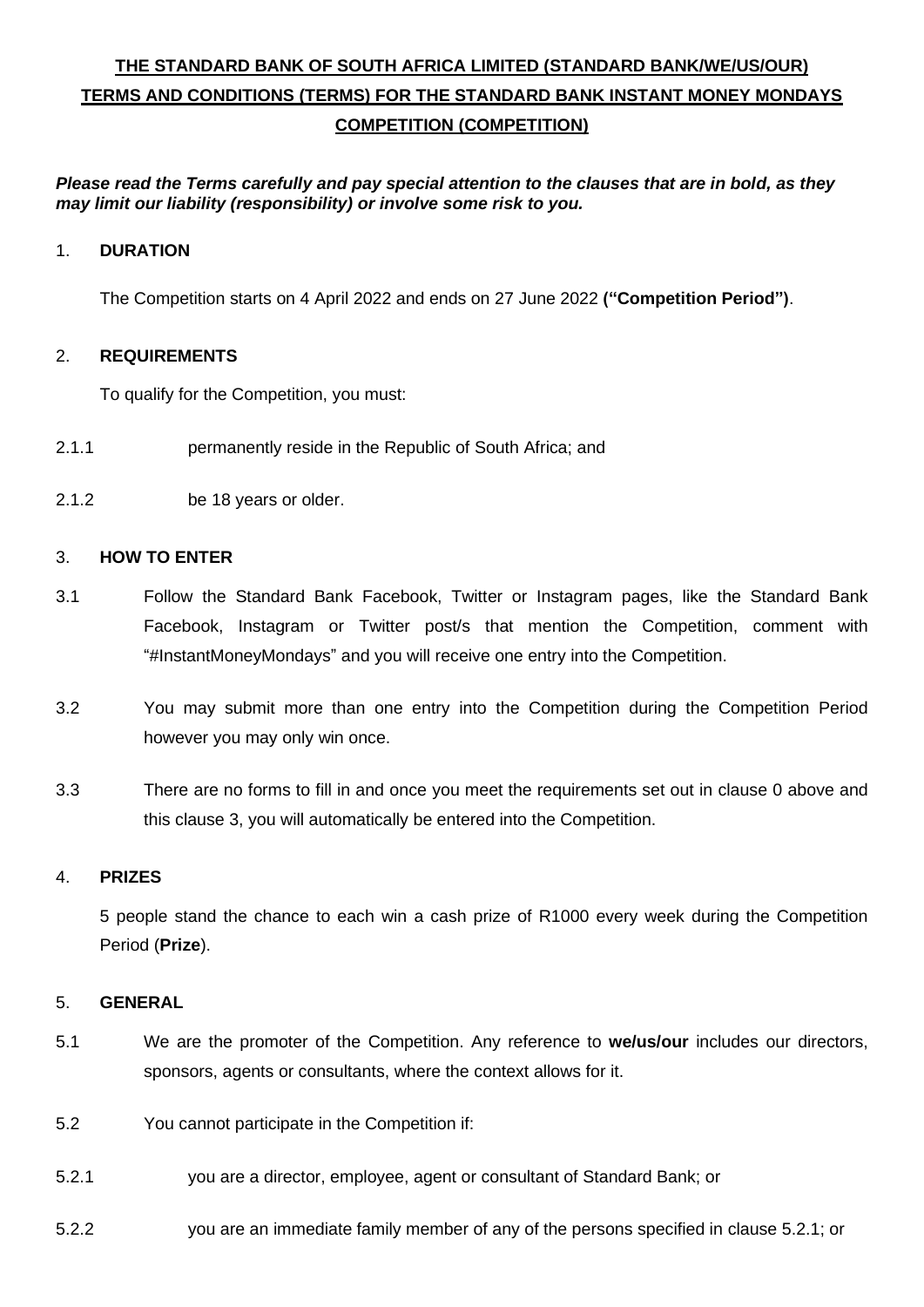# THE STANDARD BANK OF SOUTH AFRICA LIMITED (STANDARD BANK/WE/US/OUR) TERMS AND CONDITIONS (TERMS) FOR THE STANDARD BANK INSTANT MONEY MONDAYS COMPETITION (COMPETITION)

***Please read the Terms carefully and pay special attention to the clauses that are in bold, as they may limit our liability (responsibility) or involve some risk to you.***

## 1. DURATION

The Competition starts on 4 April 2022 and ends on 27 June 2022 **("Competition Period")**.

## 2. REQUIREMENTS

To qualify for the Competition, you must:

2.1.1 permanently reside in the Republic of South Africa; and

2.1.2 be 18 years or older.

## 3. HOW TO ENTER

3.1 Follow the Standard Bank Facebook, Twitter or Instagram pages, like the Standard Bank Facebook, Instagram or Twitter post/s that mention the Competition, comment with "#InstantMoneyMondays" and you will receive one entry into the Competition.

3.2 You may submit more than one entry into the Competition during the Competition Period however you may only win once.

3.3 There are no forms to fill in and once you meet the requirements set out in clause 0 above and this clause 3, you will automatically be entered into the Competition.

## 4. PRIZES

5 people stand the chance to each win a cash prize of R1000 every week during the Competition Period (**Prize**).

## 5. GENERAL

5.1 We are the promoter of the Competition. Any reference to **we/us/our** includes our directors, sponsors, agents or consultants, where the context allows for it.

5.2 You cannot participate in the Competition if:

5.2.1 you are a director, employee, agent or consultant of Standard Bank; or

5.2.2 you are an immediate family member of any of the persons specified in clause 5.2.1; or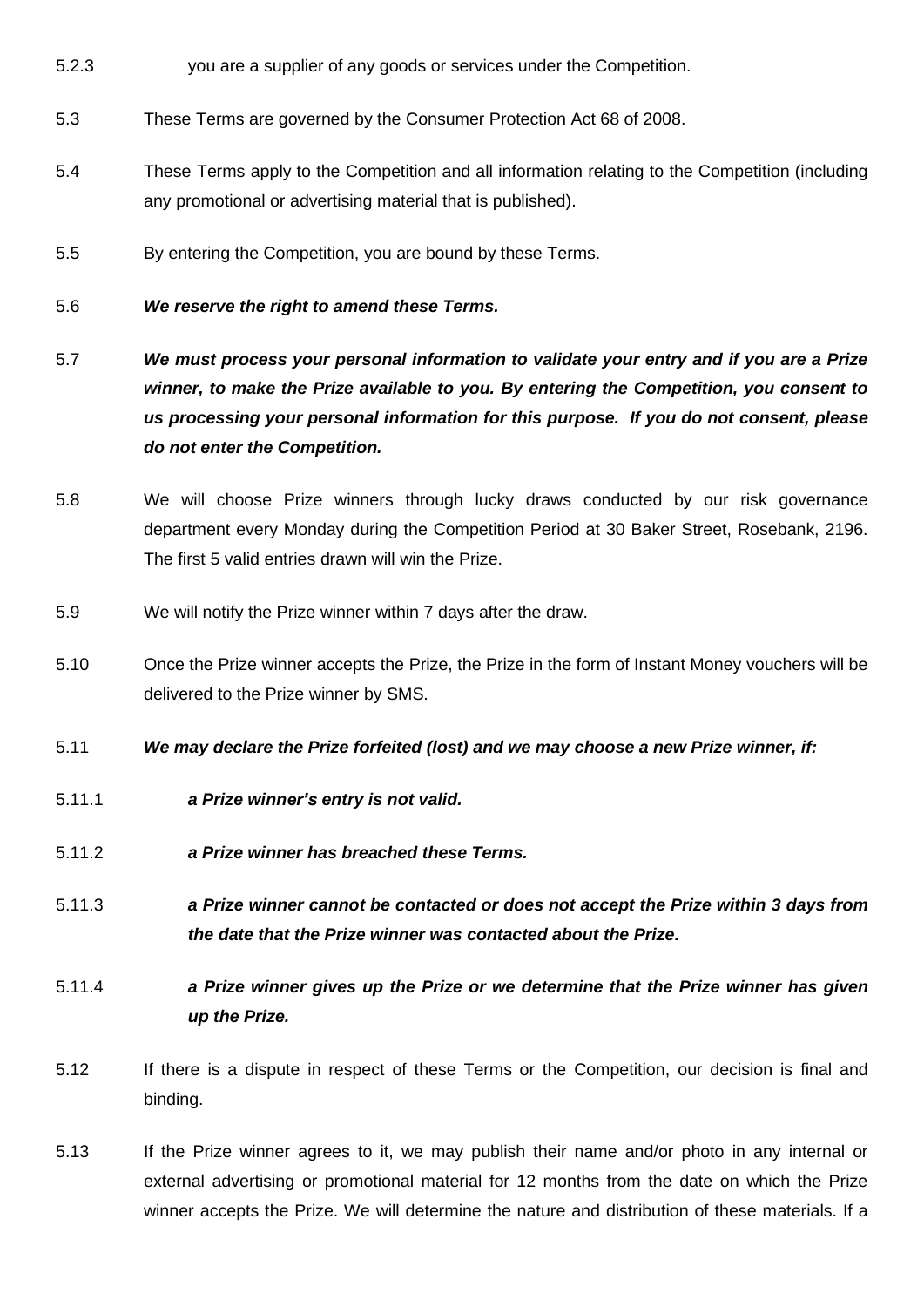5.2.3 you are a supplier of any goods or services under the Competition.

5.3 These Terms are governed by the Consumer Protection Act 68 of 2008.

5.4 These Terms apply to the Competition and all information relating to the Competition (including any promotional or advertising material that is published).

5.5 By entering the Competition, you are bound by these Terms.

5.6 ***We reserve the right to amend these Terms.***

5.7 ***We must process your personal information to validate your entry and if you are a Prize winner, to make the Prize available to you. By entering the Competition, you consent to us processing your personal information for this purpose. If you do not consent, please do not enter the Competition.***

5.8 We will choose Prize winners through lucky draws conducted by our risk governance department every Monday during the Competition Period at 30 Baker Street, Rosebank, 2196. The first 5 valid entries drawn will win the Prize.

5.9 We will notify the Prize winner within 7 days after the draw.

5.10 Once the Prize winner accepts the Prize, the Prize in the form of Instant Money vouchers will be delivered to the Prize winner by SMS.

5.11 ***We may declare the Prize forfeited (lost) and we may choose a new Prize winner, if:***

5.11.1 ***a Prize winner's entry is not valid.***

5.11.2 ***a Prize winner has breached these Terms.***

5.11.3 ***a Prize winner cannot be contacted or does not accept the Prize within 3 days from the date that the Prize winner was contacted about the Prize.***

5.11.4 ***a Prize winner gives up the Prize or we determine that the Prize winner has given up the Prize.***

5.12 If there is a dispute in respect of these Terms or the Competition, our decision is final and binding.

5.13 If the Prize winner agrees to it, we may publish their name and/or photo in any internal or external advertising or promotional material for 12 months from the date on which the Prize winner accepts the Prize. We will determine the nature and distribution of these materials. If a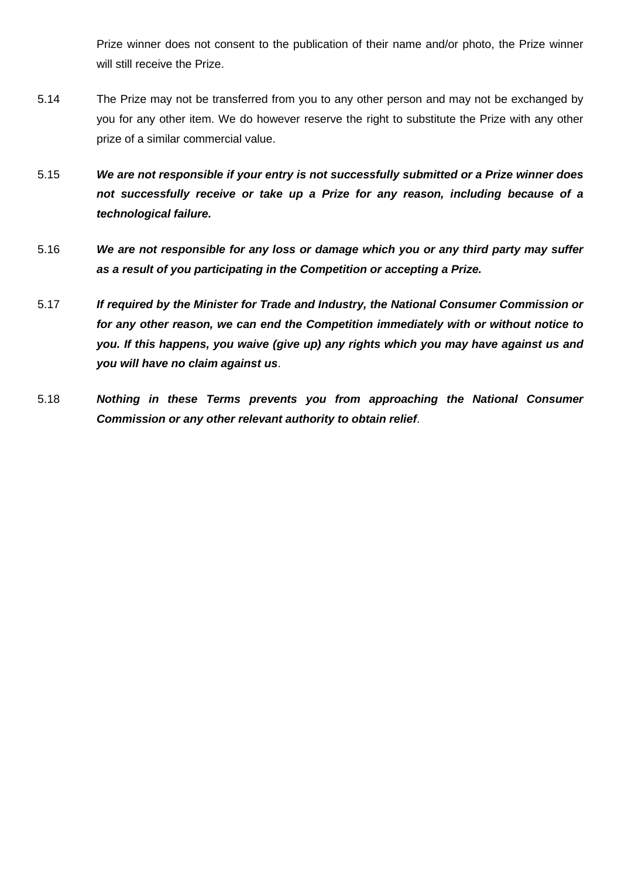Prize winner does not consent to the publication of their name and/or photo, the Prize winner will still receive the Prize.

5.14 The Prize may not be transferred from you to any other person and may not be exchanged by you for any other item. We do however reserve the right to substitute the Prize with any other prize of a similar commercial value.

5.15 ***We are not responsible if your entry is not successfully submitted or a Prize winner does not successfully receive or take up a Prize for any reason, including because of a technological failure.***

5.16 ***We are not responsible for any loss or damage which you or any third party may suffer as a result of you participating in the Competition or accepting a Prize.***

5.17 ***If required by the Minister for Trade and Industry, the National Consumer Commission or for any other reason, we can end the Competition immediately with or without notice to you. If this happens, you waive (give up) any rights which you may have against us and you will have no claim against us***.

5.18 ***Nothing in these Terms prevents you from approaching the National Consumer Commission or any other relevant authority to obtain relief***.